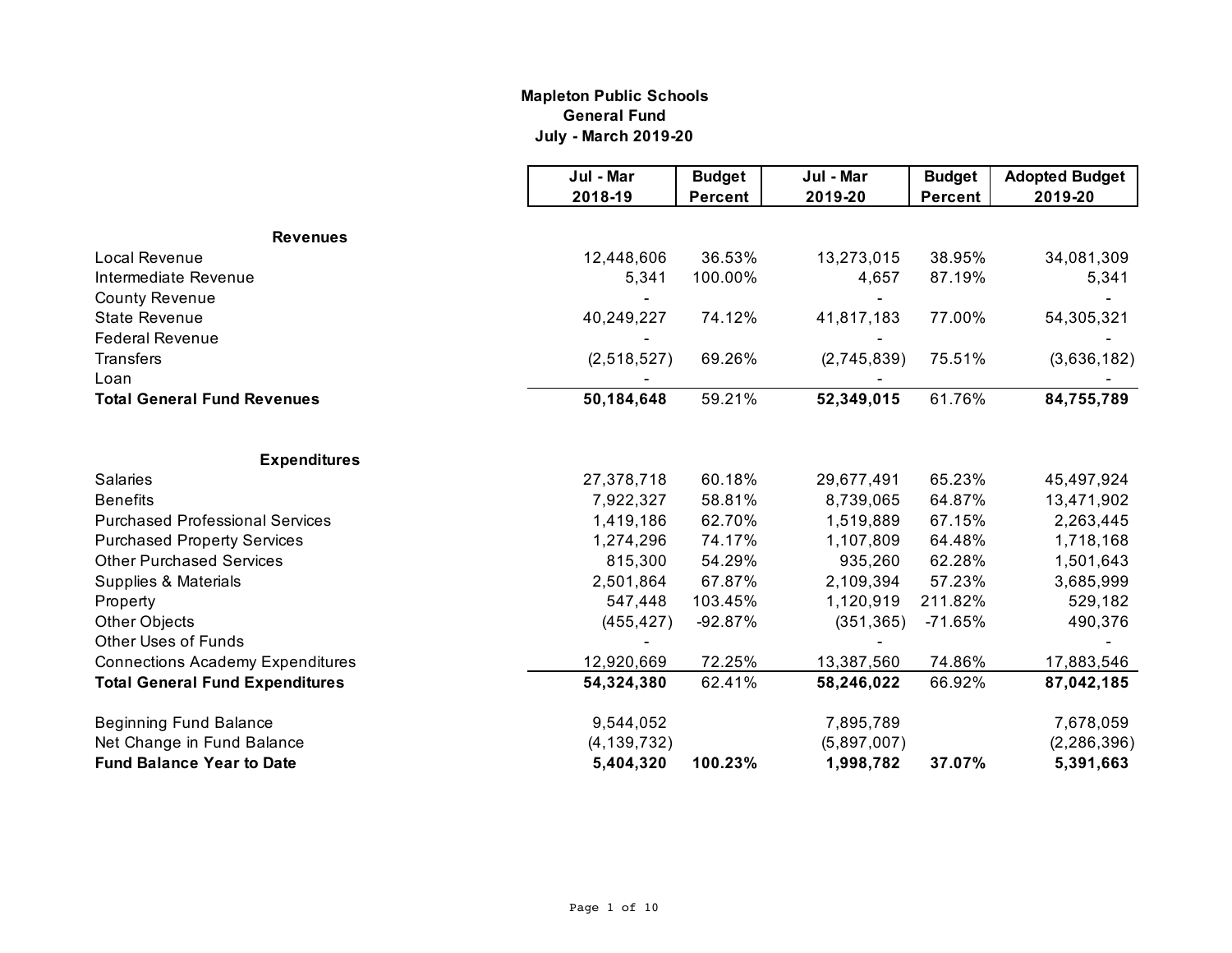# Mapleton Public Schools
## General Fund
### July - March 2019-20

| | Jul - Mar 2018-19 | Budget Percent | Jul - Mar 2019-20 | Budget Percent | Adopted Budget 2019-20 |
|---|---|---|---|---|---|
| **Revenues** | | | | | |
| Local Revenue | 12,448,606 | 36.53% | 13,273,015 | 38.95% | 34,081,309 |
| Intermediate Revenue | 5,341 | 100.00% | 4,657 | 87.19% | 5,341 |
| County Revenue | - | | - | | - |
| State Revenue | 40,249,227 | 74.12% | 41,817,183 | 77.00% | 54,305,321 |
| Federal Revenue | - | | - | | - |
| Transfers | (2,518,527) | 69.26% | (2,745,839) | 75.51% | (3,636,182) |
| Loan | - | | - | | - |
| **Total General Fund Revenues** | **50,184,648** | 59.21% | **52,349,015** | 61.76% | **84,755,789** |
| **Expenditures** | | | | | |
| Salaries | 27,378,718 | 60.18% | 29,677,491 | 65.23% | 45,497,924 |
| Benefits | 7,922,327 | 58.81% | 8,739,065 | 64.87% | 13,471,902 |
| Purchased Professional Services | 1,419,186 | 62.70% | 1,519,889 | 67.15% | 2,263,445 |
| Purchased Property Services | 1,274,296 | 74.17% | 1,107,809 | 64.48% | 1,718,168 |
| Other Purchased Services | 815,300 | 54.29% | 935,260 | 62.28% | 1,501,643 |
| Supplies & Materials | 2,501,864 | 67.87% | 2,109,394 | 57.23% | 3,685,999 |
| Property | 547,448 | 103.45% | 1,120,919 | 211.82% | 529,182 |
| Other Objects | (455,427) | -92.87% | (351,365) | -71.65% | 490,376 |
| Other Uses of Funds | - | | - | | - |
| Connections Academy Expenditures | 12,920,669 | 72.25% | 13,387,560 | 74.86% | 17,883,546 |
| **Total General Fund Expenditures** | **54,324,380** | 62.41% | **58,246,022** | 66.92% | **87,042,185** |
| Beginning Fund Balance | 9,544,052 | | 7,895,789 | | 7,678,059 |
| Net Change in Fund Balance | (4,139,732) | | (5,897,007) | | (2,286,396) |
| **Fund Balance Year to Date** | **5,404,320** | **100.23%** | **1,998,782** | **37.07%** | **5,391,663** |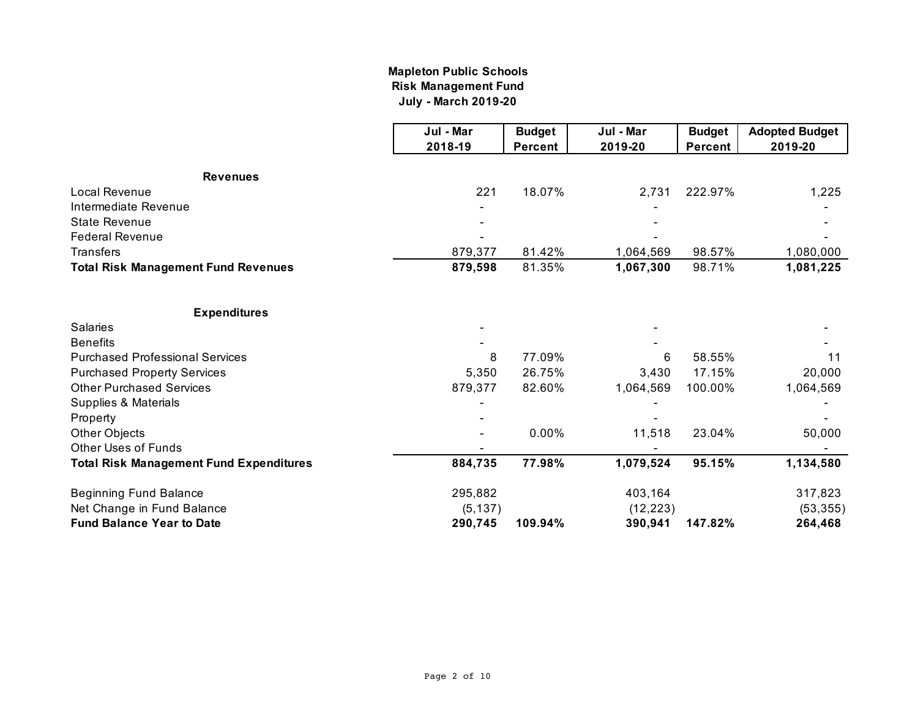**Mapleton Public Schools**
**Risk Management Fund**
**July - March 2019-20**

| | Jul - Mar 2018-19 | Budget Percent | Jul - Mar 2019-20 | Budget Percent | Adopted Budget 2019-20 |
|---|---|---|---|---|---|
| **Revenues** | | | | | |
| Local Revenue | 221 | 18.07% | 2,731 | 222.97% | 1,225 |
| Intermediate Revenue | - | | - | | - |
| State Revenue | - | | - | | - |
| Federal Revenue | - | | - | | - |
| Transfers | 879,377 | 81.42% | 1,064,569 | 98.57% | 1,080,000 |
| **Total Risk Management Fund Revenues** | **879,598** | 81.35% | **1,067,300** | 98.71% | **1,081,225** |
| **Expenditures** | | | | | |
| Salaries | - | | - | | - |
| Benefits | - | | - | | - |
| Purchased Professional Services | 8 | 77.09% | 6 | 58.55% | 11 |
| Purchased Property Services | 5,350 | 26.75% | 3,430 | 17.15% | 20,000 |
| Other Purchased Services | 879,377 | 82.60% | 1,064,569 | 100.00% | 1,064,569 |
| Supplies & Materials | - | | - | | - |
| Property | - | | - | | - |
| Other Objects | - | 0.00% | 11,518 | 23.04% | 50,000 |
| Other Uses of Funds | - | | - | | - |
| **Total Risk Management Fund Expenditures** | **884,735** | **77.98%** | **1,079,524** | **95.15%** | **1,134,580** |
| Beginning Fund Balance | 295,882 | | 403,164 | | 317,823 |
| Net Change in Fund Balance | (5,137) | | (12,223) | | (53,355) |
| **Fund Balance Year to Date** | **290,745** | **109.94%** | **390,941** | **147.82%** | **264,468** |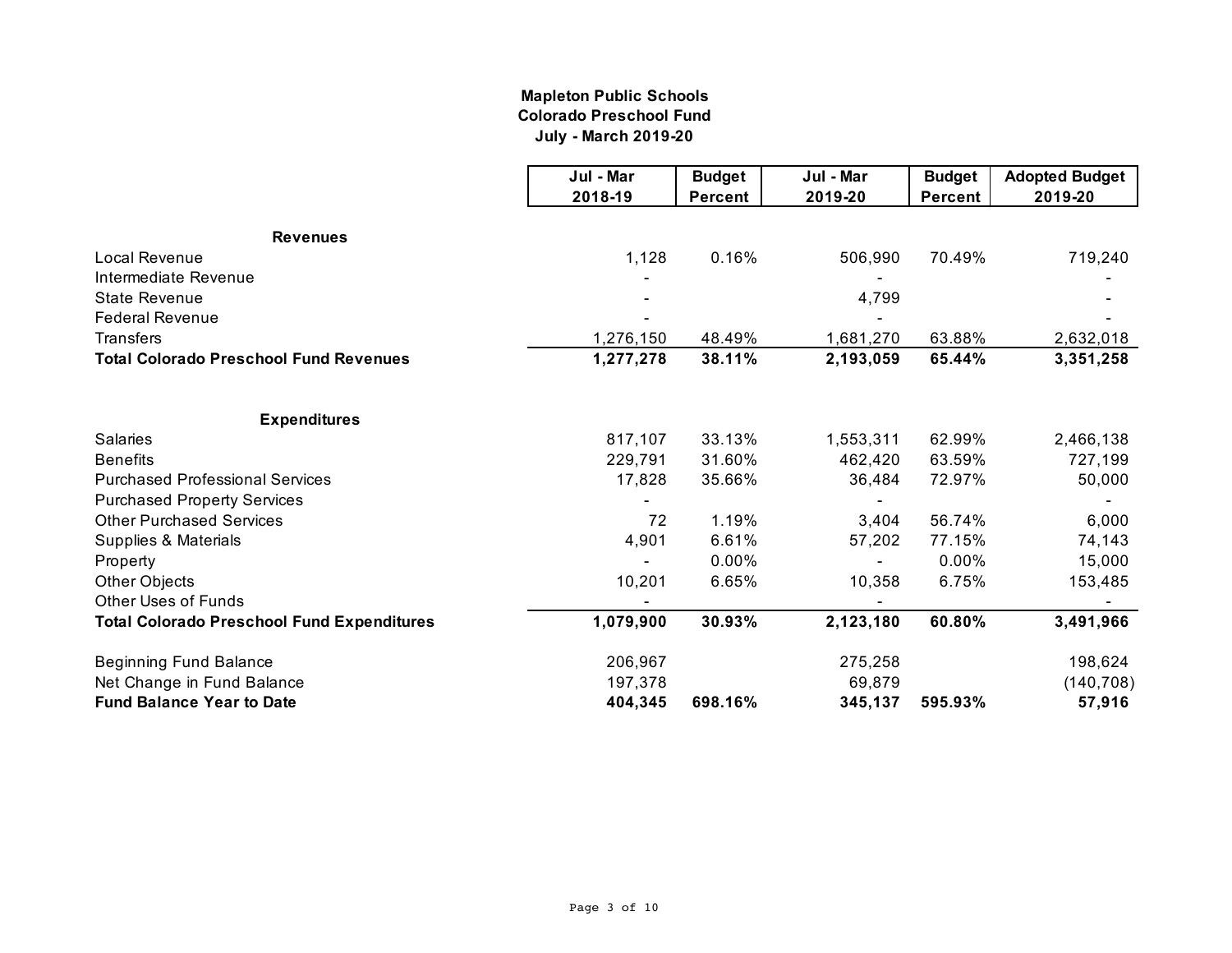**Mapleton Public Schools**
**Colorado Preschool Fund**
**July - March 2019-20**

| | Jul - Mar 2018-19 | Budget Percent | Jul - Mar 2019-20 | Budget Percent | Adopted Budget 2019-20 |
|---|---|---|---|---|---|
| **Revenues** | | | | | |
| Local Revenue | 1,128 | 0.16% | 506,990 | 70.49% | 719,240 |
| Intermediate Revenue | - | | - | | - |
| State Revenue | - | | 4,799 | | - |
| Federal Revenue | - | | - | | - |
| Transfers | 1,276,150 | 48.49% | 1,681,270 | 63.88% | 2,632,018 |
| **Total Colorado Preschool Fund Revenues** | **1,277,278** | **38.11%** | **2,193,059** | **65.44%** | **3,351,258** |
| **Expenditures** | | | | | |
| Salaries | 817,107 | 33.13% | 1,553,311 | 62.99% | 2,466,138 |
| Benefits | 229,791 | 31.60% | 462,420 | 63.59% | 727,199 |
| Purchased Professional Services | 17,828 | 35.66% | 36,484 | 72.97% | 50,000 |
| Purchased Property Services | - | | - | | - |
| Other Purchased Services | 72 | 1.19% | 3,404 | 56.74% | 6,000 |
| Supplies & Materials | 4,901 | 6.61% | 57,202 | 77.15% | 74,143 |
| Property | - | 0.00% | - | 0.00% | 15,000 |
| Other Objects | 10,201 | 6.65% | 10,358 | 6.75% | 153,485 |
| Other Uses of Funds | - | | - | | - |
| **Total Colorado Preschool Fund Expenditures** | **1,079,900** | **30.93%** | **2,123,180** | **60.80%** | **3,491,966** |
| Beginning Fund Balance | 206,967 | | 275,258 | | 198,624 |
| Net Change in Fund Balance | 197,378 | | 69,879 | | (140,708) |
| **Fund Balance Year to Date** | **404,345** | **698.16%** | **345,137** | **595.93%** | **57,916** |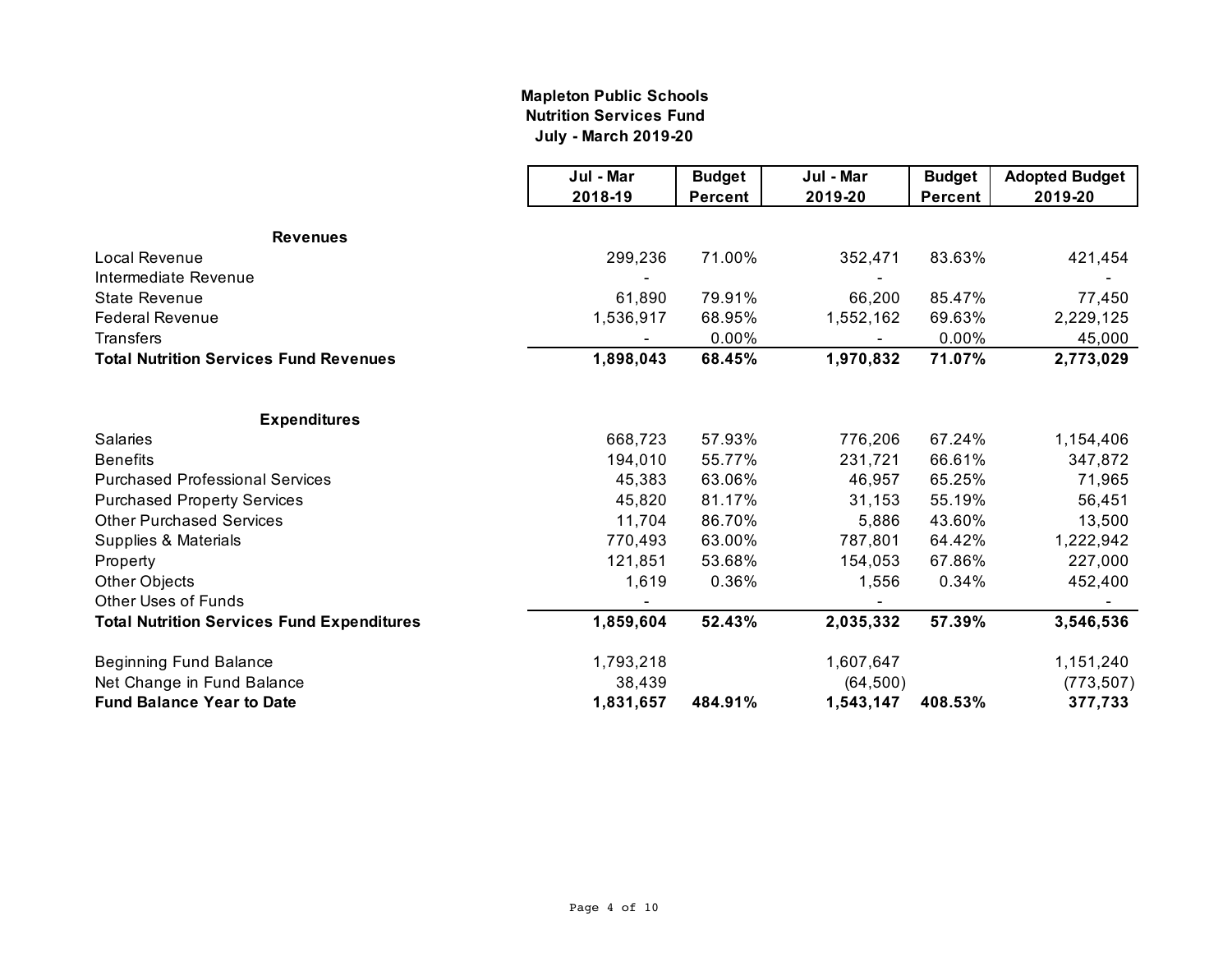**Mapleton Public Schools**
**Nutrition Services Fund**
**July - March 2019-20**

| | Jul - Mar 2018-19 | Budget Percent | Jul - Mar 2019-20 | Budget Percent | Adopted Budget 2019-20 |
|---|---|---|---|---|---|
| **Revenues** | | | | | |
| Local Revenue | 299,236 | 71.00% | 352,471 | 83.63% | 421,454 |
| Intermediate Revenue | - | | - | | - |
| State Revenue | 61,890 | 79.91% | 66,200 | 85.47% | 77,450 |
| Federal Revenue | 1,536,917 | 68.95% | 1,552,162 | 69.63% | 2,229,125 |
| Transfers | - | 0.00% | - | 0.00% | 45,000 |
| **Total Nutrition Services Fund Revenues** | **1,898,043** | **68.45%** | **1,970,832** | **71.07%** | **2,773,029** |
| | | | | | |
| **Expenditures** | | | | | |
| Salaries | 668,723 | 57.93% | 776,206 | 67.24% | 1,154,406 |
| Benefits | 194,010 | 55.77% | 231,721 | 66.61% | 347,872 |
| Purchased Professional Services | 45,383 | 63.06% | 46,957 | 65.25% | 71,965 |
| Purchased Property Services | 45,820 | 81.17% | 31,153 | 55.19% | 56,451 |
| Other Purchased Services | 11,704 | 86.70% | 5,886 | 43.60% | 13,500 |
| Supplies & Materials | 770,493 | 63.00% | 787,801 | 64.42% | 1,222,942 |
| Property | 121,851 | 53.68% | 154,053 | 67.86% | 227,000 |
| Other Objects | 1,619 | 0.36% | 1,556 | 0.34% | 452,400 |
| Other Uses of Funds | - | | - | | - |
| **Total Nutrition Services Fund Expenditures** | **1,859,604** | **52.43%** | **2,035,332** | **57.39%** | **3,546,536** |
| | | | | | |
| Beginning Fund Balance | 1,793,218 | | 1,607,647 | | 1,151,240 |
| Net Change in Fund Balance | 38,439 | | (64,500) | | (773,507) |
| **Fund Balance Year to Date** | **1,831,657** | **484.91%** | **1,543,147** | **408.53%** | **377,733** |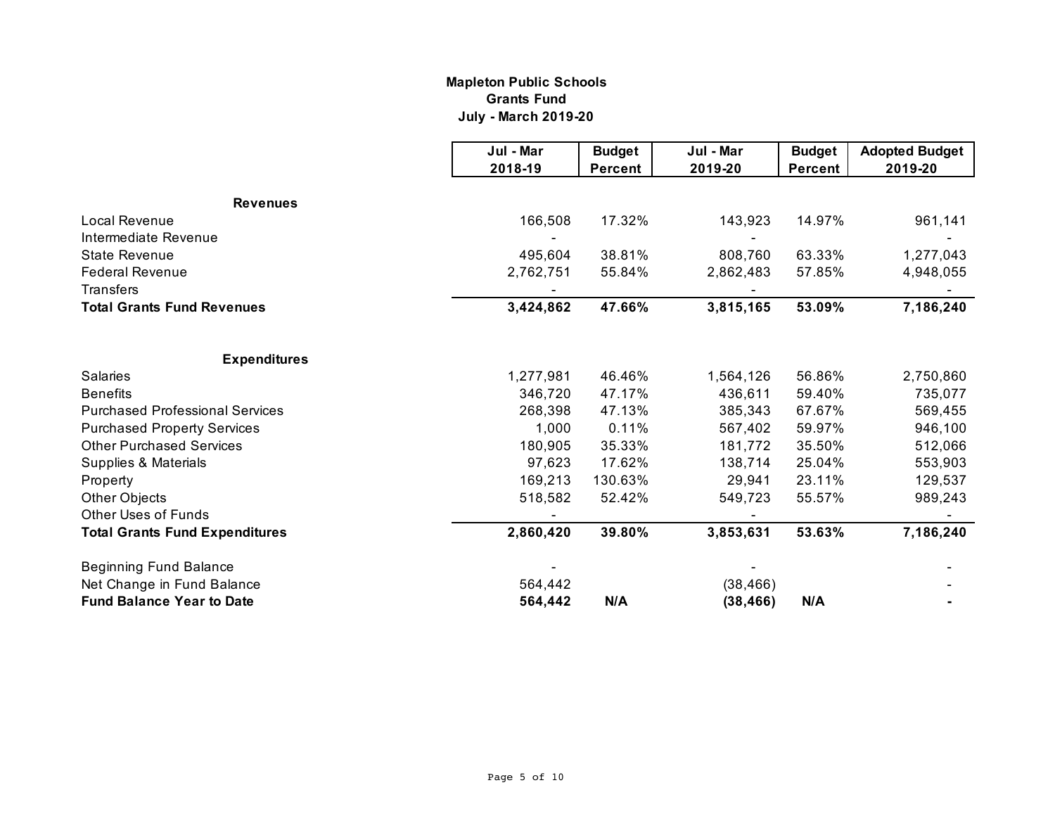**Mapleton Public Schools**
**Grants Fund**
**July - March 2019-20**

| | Jul - Mar 2018-19 | Budget Percent | Jul - Mar 2019-20 | Budget Percent | Adopted Budget 2019-20 |
|---|---|---|---|---|---|
| **Revenues** | | | | | |
| Local Revenue | 166,508 | 17.32% | 143,923 | 14.97% | 961,141 |
| Intermediate Revenue | - | | - | | - |
| State Revenue | 495,604 | 38.81% | 808,760 | 63.33% | 1,277,043 |
| Federal Revenue | 2,762,751 | 55.84% | 2,862,483 | 57.85% | 4,948,055 |
| Transfers | - | | - | | - |
| **Total Grants Fund Revenues** | **3,424,862** | **47.66%** | **3,815,165** | **53.09%** | **7,186,240** |
| | | | | | |
| **Expenditures** | | | | | |
| Salaries | 1,277,981 | 46.46% | 1,564,126 | 56.86% | 2,750,860 |
| Benefits | 346,720 | 47.17% | 436,611 | 59.40% | 735,077 |
| Purchased Professional Services | 268,398 | 47.13% | 385,343 | 67.67% | 569,455 |
| Purchased Property Services | 1,000 | 0.11% | 567,402 | 59.97% | 946,100 |
| Other Purchased Services | 180,905 | 35.33% | 181,772 | 35.50% | 512,066 |
| Supplies & Materials | 97,623 | 17.62% | 138,714 | 25.04% | 553,903 |
| Property | 169,213 | 130.63% | 29,941 | 23.11% | 129,537 |
| Other Objects | 518,582 | 52.42% | 549,723 | 55.57% | 989,243 |
| Other Uses of Funds | - | | - | | - |
| **Total Grants Fund Expenditures** | **2,860,420** | **39.80%** | **3,853,631** | **53.63%** | **7,186,240** |
| | | | | | |
| Beginning Fund Balance | - | | - | | - |
| Net Change in Fund Balance | 564,442 | | (38,466) | | - |
| **Fund Balance Year to Date** | **564,442** | **N/A** | **(38,466)** | **N/A** | **-** |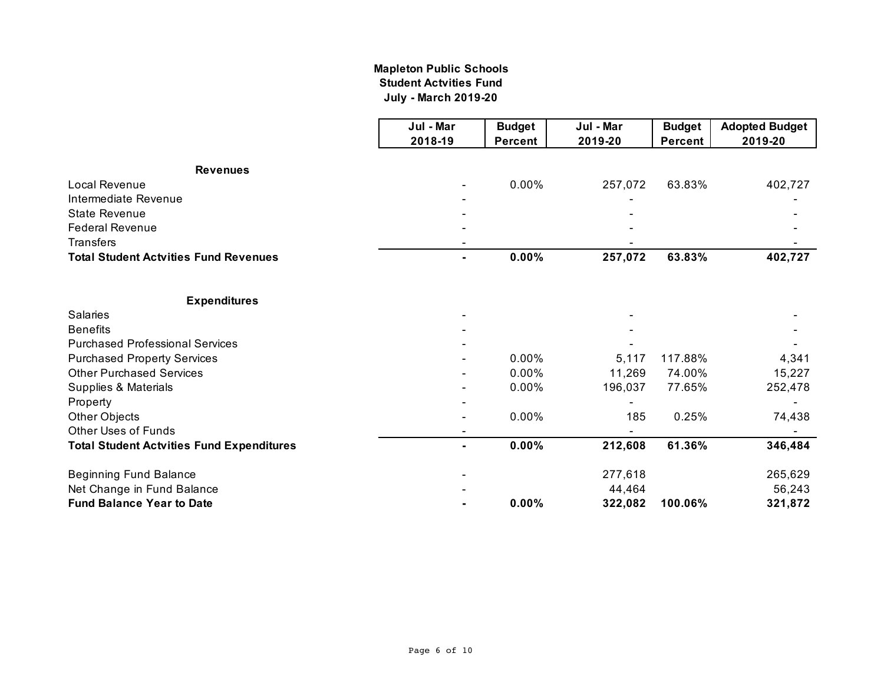**Mapleton Public Schools**
**Student Actvities Fund**
**July - March 2019-20**

| | Jul - Mar 2018-19 | Budget Percent | Jul - Mar 2019-20 | Budget Percent | Adopted Budget 2019-20 |
|---|---|---|---|---|---|
| **Revenues** | | | | | |
| Local Revenue | - | 0.00% | 257,072 | 63.83% | 402,727 |
| Intermediate Revenue | - | | - | | - |
| State Revenue | - | | - | | - |
| Federal Revenue | - | | - | | - |
| Transfers | - | | - | | - |
| **Total Student Actvities Fund Revenues** | **-** | **0.00%** | **257,072** | **63.83%** | **402,727** |
| | | | | | |
| **Expenditures** | | | | | |
| Salaries | - | | - | | - |
| Benefits | - | | - | | - |
| Purchased Professional Services | - | | - | | - |
| Purchased Property Services | - | 0.00% | 5,117 | 117.88% | 4,341 |
| Other Purchased Services | - | 0.00% | 11,269 | 74.00% | 15,227 |
| Supplies & Materials | - | 0.00% | 196,037 | 77.65% | 252,478 |
| Property | - | | - | | - |
| Other Objects | - | 0.00% | 185 | 0.25% | 74,438 |
| Other Uses of Funds | - | | - | | - |
| **Total Student Actvities Fund Expenditures** | **-** | **0.00%** | **212,608** | **61.36%** | **346,484** |
| | | | | | |
| Beginning Fund Balance | - | | 277,618 | | 265,629 |
| Net Change in Fund Balance | - | | 44,464 | | 56,243 |
| **Fund Balance Year to Date** | **-** | **0.00%** | **322,082** | **100.06%** | **321,872** |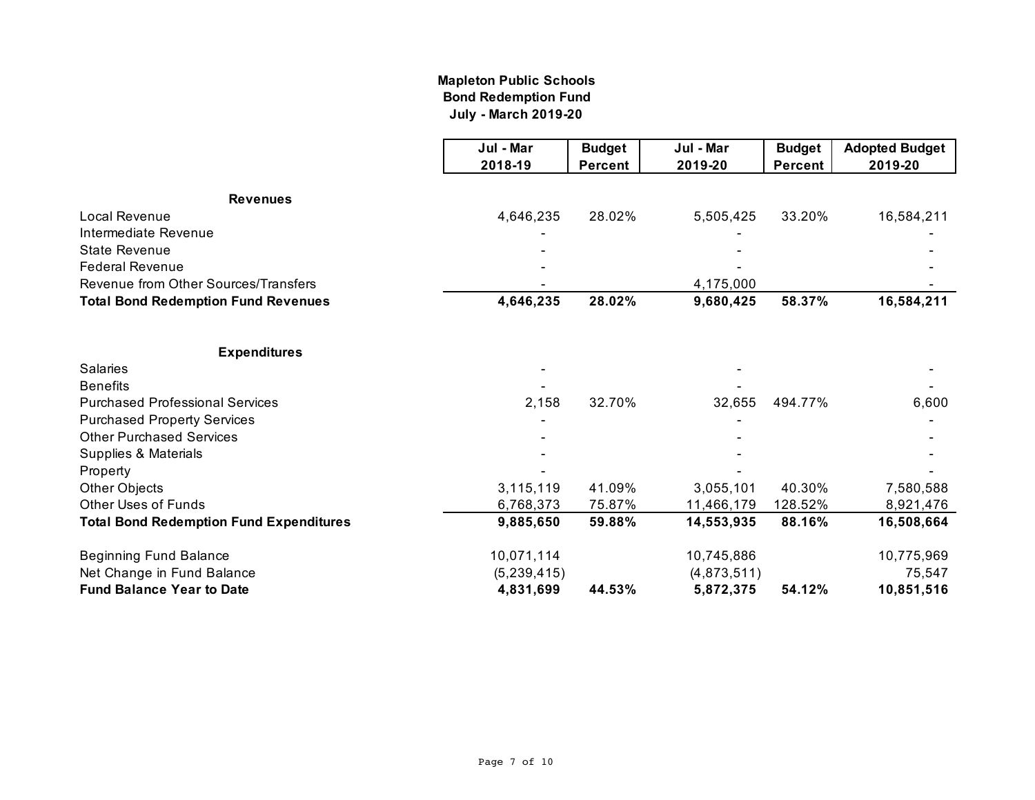**Mapleton Public Schools**
**Bond Redemption Fund**
**July - March 2019-20**

| | Jul - Mar 2018-19 | Budget Percent | Jul - Mar 2019-20 | Budget Percent | Adopted Budget 2019-20 |
|---|---|---|---|---|---|
| **Revenues** | | | | | |
| Local Revenue | 4,646,235 | 28.02% | 5,505,425 | 33.20% | 16,584,211 |
| Intermediate Revenue | - | | - | | - |
| State Revenue | - | | - | | - |
| Federal Revenue | - | | - | | - |
| Revenue from Other Sources/Transfers | - | | 4,175,000 | | - |
| **Total Bond Redemption Fund Revenues** | **4,646,235** | **28.02%** | **9,680,425** | **58.37%** | **16,584,211** |
| | | | | | |
| **Expenditures** | | | | | |
| Salaries | - | | - | | - |
| Benefits | - | | - | | - |
| Purchased Professional Services | 2,158 | 32.70% | 32,655 | 494.77% | 6,600 |
| Purchased Property Services | - | | - | | - |
| Other Purchased Services | - | | - | | - |
| Supplies & Materials | - | | - | | - |
| Property | - | | - | | - |
| Other Objects | 3,115,119 | 41.09% | 3,055,101 | 40.30% | 7,580,588 |
| Other Uses of Funds | 6,768,373 | 75.87% | 11,466,179 | 128.52% | 8,921,476 |
| **Total Bond Redemption Fund Expenditures** | **9,885,650** | **59.88%** | **14,553,935** | **88.16%** | **16,508,664** |
| | | | | | |
| Beginning Fund Balance | 10,071,114 | | 10,745,886 | | 10,775,969 |
| Net Change in Fund Balance | (5,239,415) | | (4,873,511) | | 75,547 |
| **Fund Balance Year to Date** | **4,831,699** | **44.53%** | **5,872,375** | **54.12%** | **10,851,516** |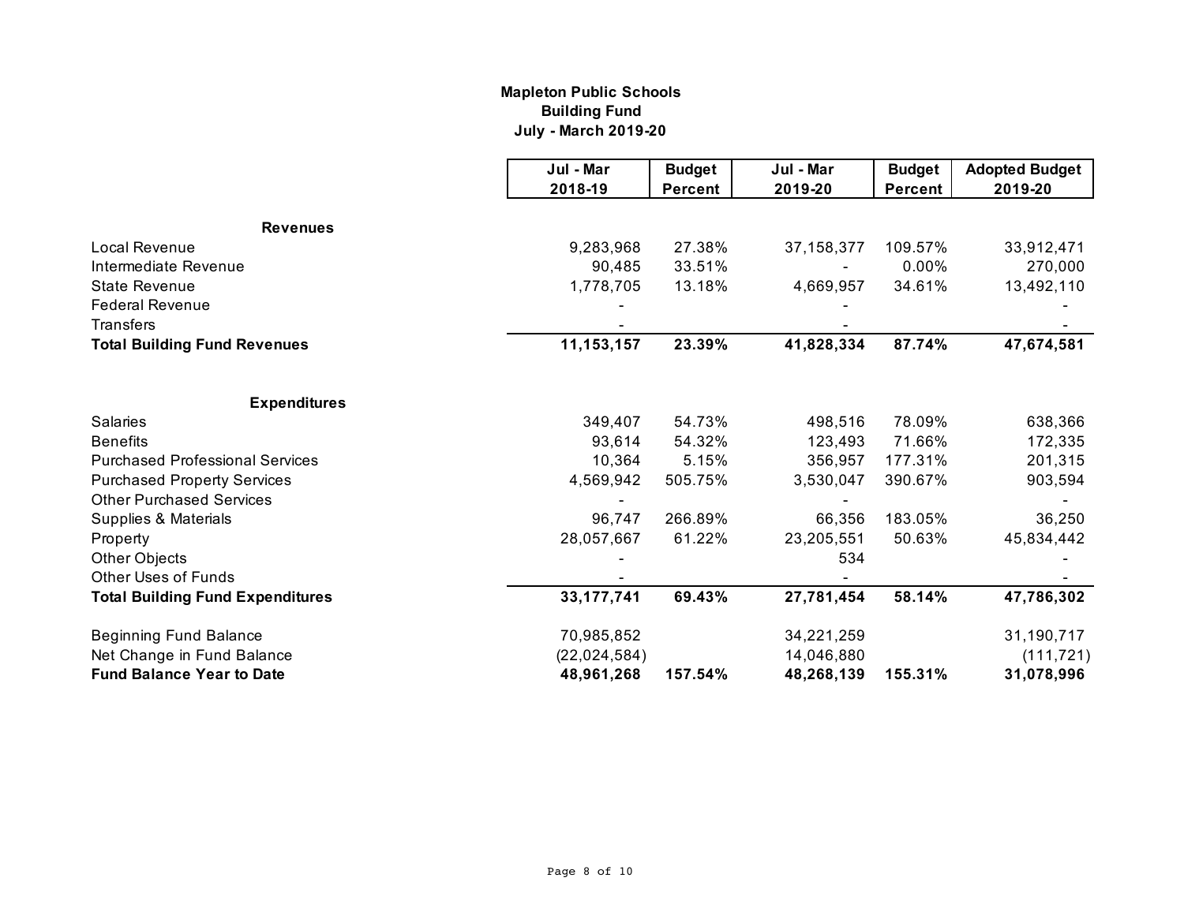**Mapleton Public Schools**
**Building Fund**
**July - March 2019-20**

| | Jul - Mar 2018-19 | Budget Percent | Jul - Mar 2019-20 | Budget Percent | Adopted Budget 2019-20 |
|---|---|---|---|---|---|
| **Revenues** | | | | | |
| Local Revenue | 9,283,968 | 27.38% | 37,158,377 | 109.57% | 33,912,471 |
| Intermediate Revenue | 90,485 | 33.51% | - | 0.00% | 270,000 |
| State Revenue | 1,778,705 | 13.18% | 4,669,957 | 34.61% | 13,492,110 |
| Federal Revenue | - | | - | | - |
| Transfers | - | | - | | - |
| **Total Building Fund Revenues** | **11,153,157** | **23.39%** | **41,828,334** | **87.74%** | **47,674,581** |
| **Expenditures** | | | | | |
| Salaries | 349,407 | 54.73% | 498,516 | 78.09% | 638,366 |
| Benefits | 93,614 | 54.32% | 123,493 | 71.66% | 172,335 |
| Purchased Professional Services | 10,364 | 5.15% | 356,957 | 177.31% | 201,315 |
| Purchased Property Services | 4,569,942 | 505.75% | 3,530,047 | 390.67% | 903,594 |
| Other Purchased Services | - | | - | | - |
| Supplies & Materials | 96,747 | 266.89% | 66,356 | 183.05% | 36,250 |
| Property | 28,057,667 | 61.22% | 23,205,551 | 50.63% | 45,834,442 |
| Other Objects | - | | 534 | | - |
| Other Uses of Funds | - | | - | | - |
| **Total Building Fund Expenditures** | **33,177,741** | **69.43%** | **27,781,454** | **58.14%** | **47,786,302** |
| Beginning Fund Balance | 70,985,852 | | 34,221,259 | | 31,190,717 |
| Net Change in Fund Balance | (22,024,584) | | 14,046,880 | | (111,721) |
| **Fund Balance Year to Date** | **48,961,268** | **157.54%** | **48,268,139** | **155.31%** | **31,078,996** |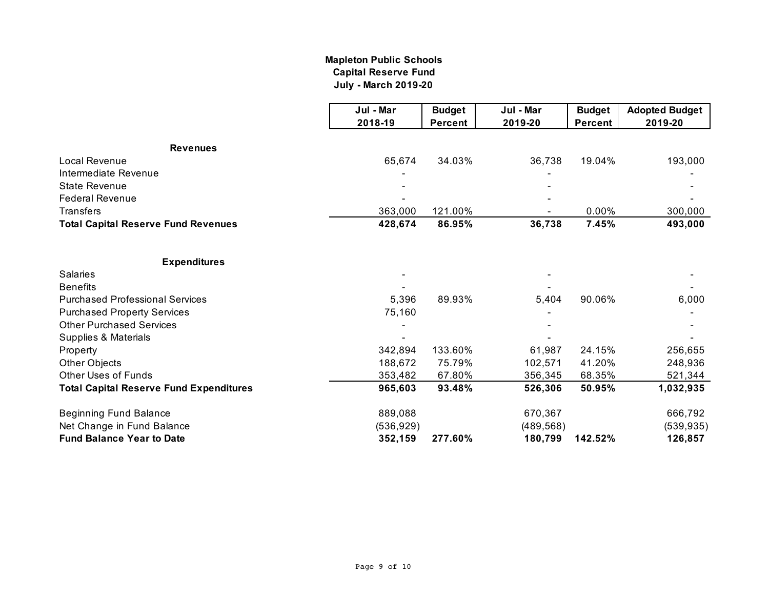**Mapleton Public Schools**
**Capital Reserve Fund**
**July - March 2019-20**

| | Jul - Mar 2018-19 | Budget Percent | Jul - Mar 2019-20 | Budget Percent | Adopted Budget 2019-20 |
|---|---|---|---|---|---|
| **Revenues** | | | | | |
| Local Revenue | 65,674 | 34.03% | 36,738 | 19.04% | 193,000 |
| Intermediate Revenue | - | | - | | - |
| State Revenue | - | | - | | - |
| Federal Revenue | - | | - | | - |
| Transfers | 363,000 | 121.00% | - | 0.00% | 300,000 |
| **Total Capital Reserve Fund Revenues** | **428,674** | **86.95%** | **36,738** | **7.45%** | **493,000** |
| | | | | | |
| **Expenditures** | | | | | |
| Salaries | - | | - | | - |
| Benefits | - | | - | | - |
| Purchased Professional Services | 5,396 | 89.93% | 5,404 | 90.06% | 6,000 |
| Purchased Property Services | 75,160 | | - | | - |
| Other Purchased Services | - | | - | | - |
| Supplies & Materials | - | | - | | - |
| Property | 342,894 | 133.60% | 61,987 | 24.15% | 256,655 |
| Other Objects | 188,672 | 75.79% | 102,571 | 41.20% | 248,936 |
| Other Uses of Funds | 353,482 | 67.80% | 356,345 | 68.35% | 521,344 |
| **Total Capital Reserve Fund Expenditures** | **965,603** | **93.48%** | **526,306** | **50.95%** | **1,032,935** |
| | | | | | |
| Beginning Fund Balance | 889,088 | | 670,367 | | 666,792 |
| Net Change in Fund Balance | (536,929) | | (489,568) | | (539,935) |
| **Fund Balance Year to Date** | **352,159** | **277.60%** | **180,799** | **142.52%** | **126,857** |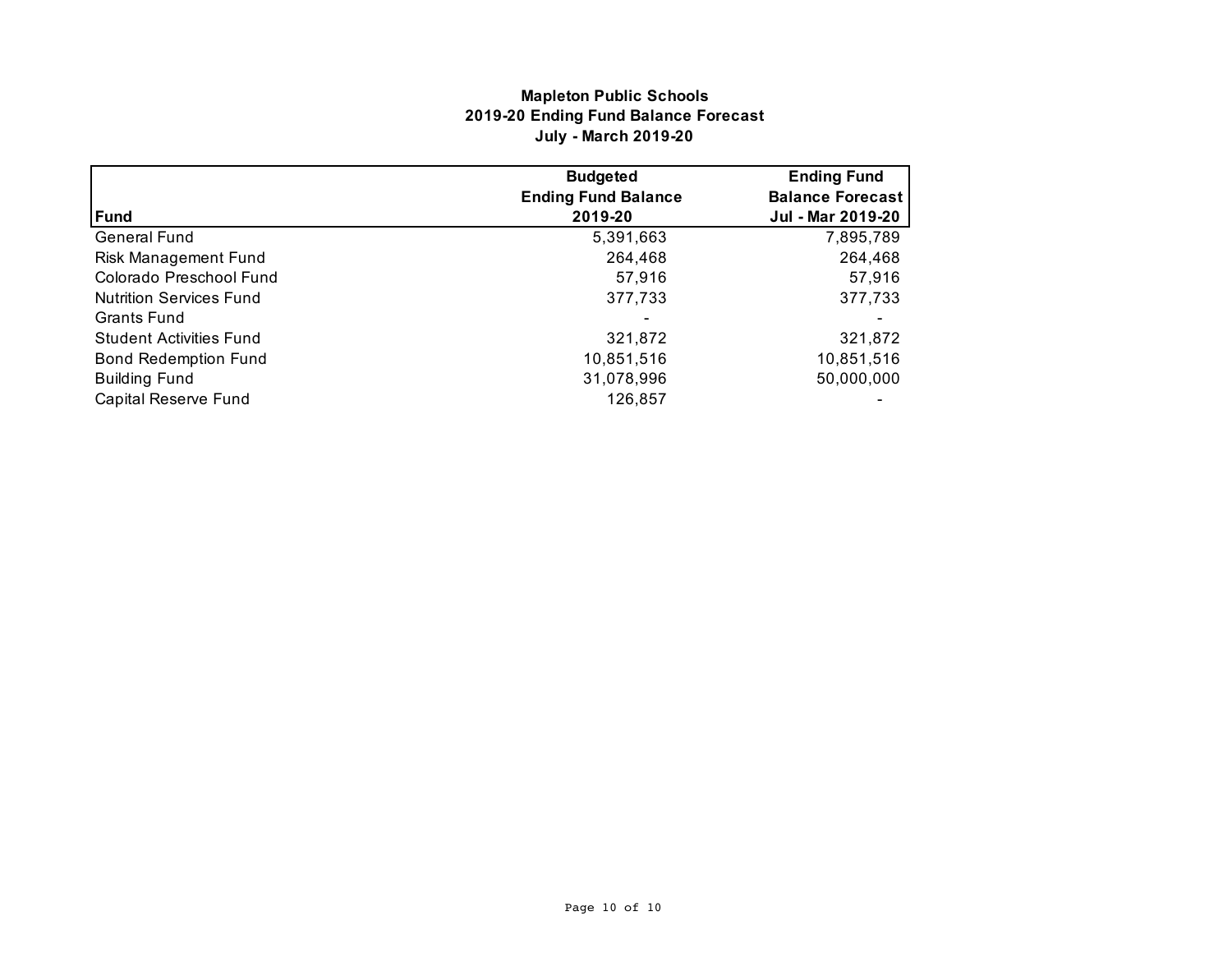**Mapleton Public Schools**
**2019-20 Ending Fund Balance Forecast**
**July - March 2019-20**

| Fund | Budgeted Ending Fund Balance 2019-20 | Ending Fund Balance Forecast Jul - Mar 2019-20 |
|---|---|---|
| General Fund | 5,391,663 | 7,895,789 |
| Risk Management Fund | 264,468 | 264,468 |
| Colorado Preschool Fund | 57,916 | 57,916 |
| Nutrition Services Fund | 377,733 | 377,733 |
| Grants Fund | - | - |
| Student Activities Fund | 321,872 | 321,872 |
| Bond Redemption Fund | 10,851,516 | 10,851,516 |
| Building Fund | 31,078,996 | 50,000,000 |
| Capital Reserve Fund | 126,857 | - |